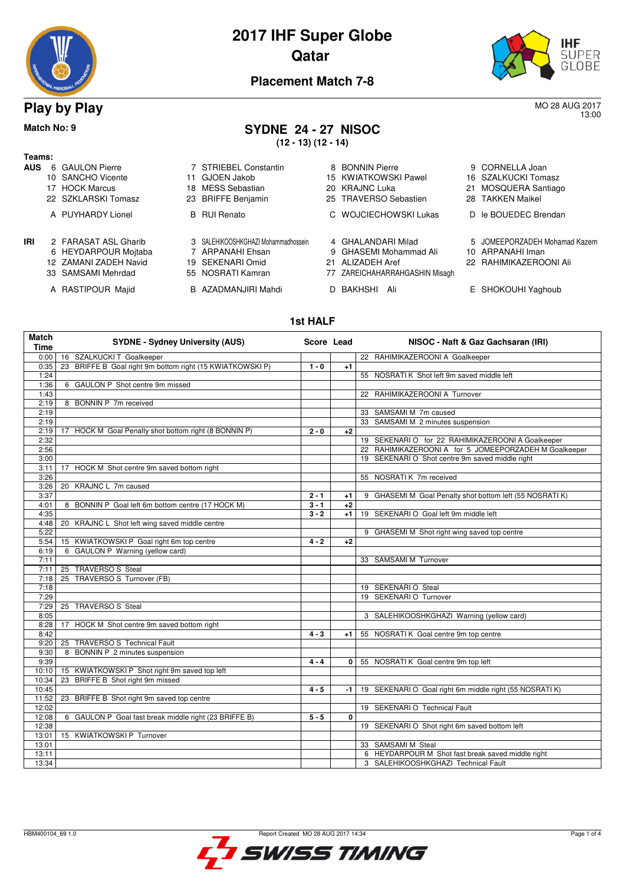# 2017 IHF Super Globe
# Qatar
## Placement Match 7-8

## Play by Play

MO 28 AUG 2017
13:00

**Match No: 9**

## SYDNE 24 - 27 NISOC
**(12 - 13) (12 - 14)**

**Teams:**

**AUS**
6 GAULON Pierre, 7 STRIEBEL Constantin, 8 BONNIN Pierre, 9 CORNELLA Joan
10 SANCHO Vicente, 11 GJOEN Jakob, 15 KWIATKOWSKI Pawel, 16 SZALKUCKI Tomasz
17 HOCK Marcus, 18 MESS Sebastian, 20 KRAJNC Luka, 21 MOSQUERA Santiago
22 SZKLARSKI Tomasz, 23 BRIFFE Benjamin, 25 TRAVERSO Sebastien, 28 TAKKEN Maikel
A PUYHARDY Lionel, B RUI Renato, C WOJCIECHOWSKI Lukas, D le BOUEDEC Brendan

**IRI**
2 FARASAT ASL Gharib, 3 SALEHIKOOSHKGHAZI Mohammadhossein, 4 GHALANDARI Milad, 5 JOMEEPORZADEH Mohamad Kazem
6 HEYDARPOUR Mojtaba, 7 ARPANAHI Ehsan, 9 GHASEMI Mohammad Ali, 10 ARPANAHI Iman
12 ZAMANI ZADEH Navid, 19 SEKENARI Omid, 21 ALIZADEH Aref, 22 RAHIMIKAZEROONI Ali
33 SAMSAMI Mehrdad, 55 NOSRATI Kamran, 77 ZAREICHAHARRAHGASHIN Misagh
A RASTIPOUR Majid, B AZADMANJIRI Mahdi, D BAKHSHI Ali, E SHOKOUHI Yaghoub

### 1st HALF

| Match Time | SYDNE - Sydney University (AUS) | Score | Lead | NISOC - Naft & Gaz Gachsaran (IRI) |
|---|---|---|---|---|
| 0:00 | 16 SZALKUCKI T Goalkeeper | | | 22 RAHIMIKAZEROONI A Goalkeeper |
| 0:35 | 23 BRIFFE B Goal right 9m bottom right (15 KWIATKOWSKI P) | 1 - 0 | +1 | |
| 1:24 | | | | 55 NOSRATI K Shot left 9m saved middle left |
| 1:36 | 6 GAULON P Shot centre 9m missed | | | |
| 1:43 | | | | 22 RAHIMIKAZEROONI A Turnover |
| 2:19 | 8 BONNIN P 7m received | | | |
| 2:19 | | | | 33 SAMSAMI M 7m caused |
| 2:19 | | | | 33 SAMSAMI M 2 minutes suspension |
| 2:19 | 17 HOCK M Goal Penalty shot bottom right (8 BONNIN P) | 2 - 0 | +2 | |
| 2:32 | | | | 19 SEKENARI O for 22 RAHIMIKAZEROONI A Goalkeeper |
| 2:56 | | | | 22 RAHIMIKAZEROONI A for 5 JOMEEPORZADEH M Goalkeeper |
| 3:00 | | | | 19 SEKENARI O Shot centre 9m saved middle right |
| 3:11 | 17 HOCK M Shot centre 9m saved bottom right | | | |
| 3:26 | | | | 55 NOSRATI K 7m received |
| 3:26 | 20 KRAJNC L 7m caused | | | |
| 3:37 | | 2 - 1 | +1 | 9 GHASEMI M Goal Penalty shot bottom left (55 NOSRATI K) |
| 4:01 | 8 BONNIN P Goal left 6m bottom centre (17 HOCK M) | 3 - 1 | +2 | |
| 4:35 | | 3 - 2 | +1 | 19 SEKENARI O Goal left 9m middle left |
| 4:48 | 20 KRAJNC L Shot left wing saved middle centre | | | |
| 5:22 | | | | 9 GHASEMI M Shot right wing saved top centre |
| 5:54 | 15 KWIATKOWSKI P Goal right 6m top centre | 4 - 2 | +2 | |
| 6:19 | 6 GAULON P Warning (yellow card) | | | |
| 7:11 | | | | 33 SAMSAMI M Turnover |
| 7:11 | 25 TRAVERSO S Steal | | | |
| 7:18 | 25 TRAVERSO S Turnover (FB) | | | |
| 7:18 | | | | 19 SEKENARI O Steal |
| 7:29 | | | | 19 SEKENARI O Turnover |
| 7:29 | 25 TRAVERSO S Steal | | | |
| 8:05 | | | | 3 SALEHIKOOSHKGHAZI Warning (yellow card) |
| 8:28 | 17 HOCK M Shot centre 9m saved bottom right | | | |
| 8:42 | | 4 - 3 | +1 | 55 NOSRATI K Goal centre 9m top centre |
| 9:20 | 25 TRAVERSO S Technical Fault | | | |
| 9:30 | 8 BONNIN P 2 minutes suspension | | | |
| 9:39 | | 4 - 4 | 0 | 55 NOSRATI K Goal centre 9m top left |
| 10:10 | 15 KWIATKOWSKI P Shot right 9m saved top left | | | |
| 10:34 | 23 BRIFFE B Shot right 9m missed | | | |
| 10:45 | | 4 - 5 | -1 | 19 SEKENARI O Goal right 6m middle right (55 NOSRATI K) |
| 11:52 | 23 BRIFFE B Shot right 9m saved top centre | | | |
| 12:02 | | | | 19 SEKENARI O Technical Fault |
| 12:08 | 6 GAULON P Goal fast break middle right (23 BRIFFE B) | 5 - 5 | 0 | |
| 12:38 | | | | 19 SEKENARI O Shot right 6m saved bottom left |
| 13:01 | 15 KWIATKOWSKI P Turnover | | | |
| 13:01 | | | | 33 SAMSAMI M Steal |
| 13:11 | | | | 6 HEYDARPOUR M Shot fast break saved middle right |
| 13:34 | | | | 3 SALEHIKOOSHKGHAZI Technical Fault |

HBM400104_69 1.0 Report Created MO 28 AUG 2017 14:34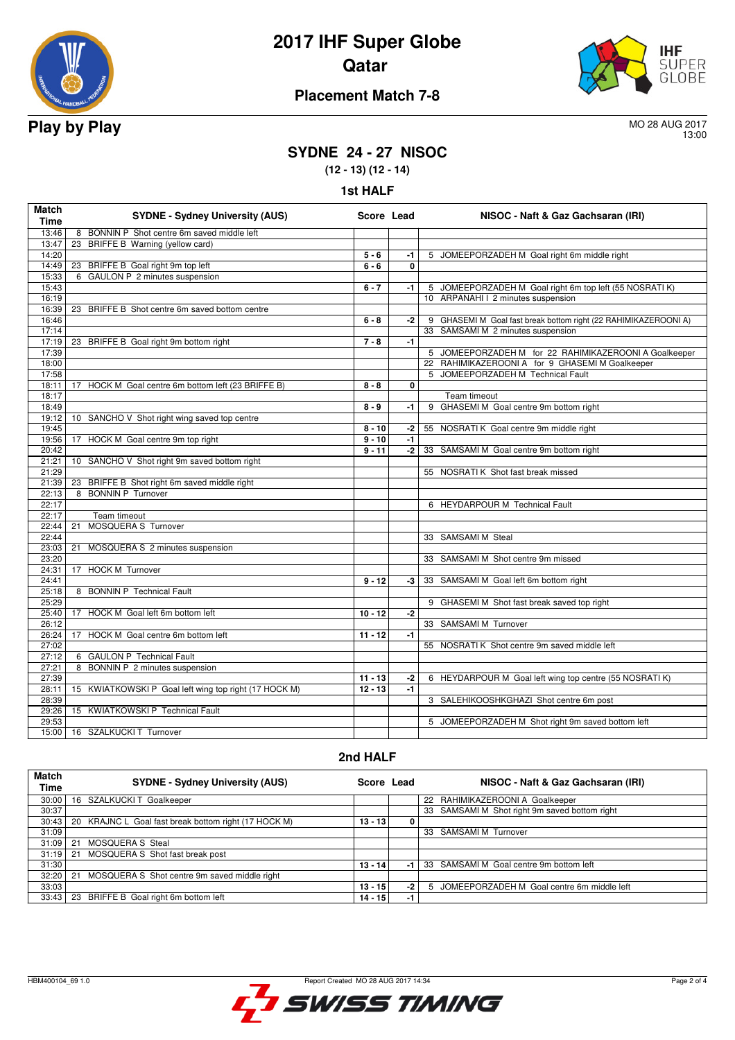# 2017 IHF Super Globe
# Qatar

## Placement Match 7-8

## Play by Play

MO 28 AUG 2017
13:00

### SYDNE 24 - 27 NISOC

**(12 - 13) (12 - 14)**

### 1st HALF

| Match Time | SYDNE - Sydney University (AUS) | Score | Lead | NISOC - Naft & Gaz Gachsaran (IRI) |
|---|---|---|---|---|
| 13:46 | 8 BONNIN P Shot centre 6m saved middle left | | | |
| 13:47 | 23 BRIFFE B Warning (yellow card) | | | |
| 14:20 | | 5 - 6 | -1 | 5 JOMEEPORZADEH M Goal right 6m middle right |
| 14:49 | 23 BRIFFE B Goal right 9m top left | 6 - 6 | 0 | |
| 15:33 | 6 GAULON P 2 minutes suspension | | | |
| 15:43 | | 6 - 7 | -1 | 5 JOMEEPORZADEH M Goal right 6m top left (55 NOSRATI K) |
| 16:19 | | | | 10 ARPANAHI I 2 minutes suspension |
| 16:39 | 23 BRIFFE B Shot centre 6m saved bottom centre | | | |
| 16:46 | | 6 - 8 | -2 | 9 GHASEMI M Goal fast break bottom right (22 RAHIMIKAZEROONI A) |
| 17:14 | | | | 33 SAMSAMI M 2 minutes suspension |
| 17:19 | 23 BRIFFE B Goal right 9m bottom right | 7 - 8 | -1 | |
| 17:39 | | | | 5 JOMEEPORZADEH M for 22 RAHIMIKAZEROONI A Goalkeeper |
| 18:00 | | | | 22 RAHIMIKAZEROONI A for 9 GHASEMI M Goalkeeper |
| 17:58 | | | | 5 JOMEEPORZADEH M Technical Fault |
| 18:11 | 17 HOCK M Goal centre 6m bottom left (23 BRIFFE B) | 8 - 8 | 0 | |
| 18:17 | | | | Team timeout |
| 18:49 | | 8 - 9 | -1 | 9 GHASEMI M Goal centre 9m bottom right |
| 19:12 | 10 SANCHO V Shot right wing saved top centre | | | |
| 19:45 | | 8 - 10 | -2 | 55 NOSRATI K Goal centre 9m middle right |
| 19:56 | 17 HOCK M Goal centre 9m top right | 9 - 10 | -1 | |
| 20:42 | | 9 - 11 | -2 | 33 SAMSAMI M Goal centre 9m bottom right |
| 21:21 | 10 SANCHO V Shot right 9m saved bottom right | | | |
| 21:29 | | | | 55 NOSRATI K Shot fast break missed |
| 21:39 | 23 BRIFFE B Shot right 6m saved middle right | | | |
| 22:13 | 8 BONNIN P Turnover | | | |
| 22:17 | | | | 6 HEYDARPOUR M Technical Fault |
| 22:17 | Team timeout | | | |
| 22:44 | 21 MOSQUERA S Turnover | | | |
| 22:44 | | | | 33 SAMSAMI M Steal |
| 23:03 | 21 MOSQUERA S 2 minutes suspension | | | |
| 23:20 | | | | 33 SAMSAMI M Shot centre 9m missed |
| 24:31 | 17 HOCK M Turnover | | | |
| 24:41 | | 9 - 12 | -3 | 33 SAMSAMI M Goal left 6m bottom right |
| 25:18 | 8 BONNIN P Technical Fault | | | |
| 25:29 | | | | 9 GHASEMI M Shot fast break saved top right |
| 25:40 | 17 HOCK M Goal left 6m bottom left | 10 - 12 | -2 | |
| 26:12 | | | | 33 SAMSAMI M Turnover |
| 26:24 | 17 HOCK M Goal centre 6m bottom left | 11 - 12 | -1 | |
| 27:02 | | | | 55 NOSRATI K Shot centre 9m saved middle left |
| 27:12 | 6 GAULON P Technical Fault | | | |
| 27:21 | 8 BONNIN P 2 minutes suspension | | | |
| 27:39 | | 11 - 13 | -2 | 6 HEYDARPOUR M Goal left wing top centre (55 NOSRATI K) |
| 28:11 | 15 KWIATKOWSKI P Goal left wing top right (17 HOCK M) | 12 - 13 | -1 | |
| 28:39 | | | | 3 SALEHIKOOSHKGHAZI Shot centre 6m post |
| 29:26 | 15 KWIATKOWSKI P Technical Fault | | | |
| 29:53 | | | | 5 JOMEEPORZADEH M Shot right 9m saved bottom left |
| 15:00 | 16 SZALKUCKI T Turnover | | | |

### 2nd HALF

| Match Time | SYDNE - Sydney University (AUS) | Score | Lead | NISOC - Naft & Gaz Gachsaran (IRI) |
|---|---|---|---|---|
| 30:00 | 16 SZALKUCKI T Goalkeeper | | | 22 RAHIMIKAZEROONI A Goalkeeper |
| 30:37 | | | | 33 SAMSAMI M Shot right 9m saved bottom right |
| 30:43 | 20 KRAJNC L Goal fast break bottom right (17 HOCK M) | 13 - 13 | 0 | |
| 31:09 | | | | 33 SAMSAMI M Turnover |
| 31:09 | 21 MOSQUERA S Steal | | | |
| 31:19 | 21 MOSQUERA S Shot fast break post | | | |
| 31:30 | | 13 - 14 | -1 | 33 SAMSAMI M Goal centre 9m bottom left |
| 32:20 | 21 MOSQUERA S Shot centre 9m saved middle right | | | |
| 33:03 | | 13 - 15 | -2 | 5 JOMEEPORZADEH M Goal centre 6m middle left |
| 33:43 | 23 BRIFFE B Goal right 6m bottom left | 14 - 15 | -1 | |

HBM400104_69 1.0 Report Created MO 28 AUG 2017 14:34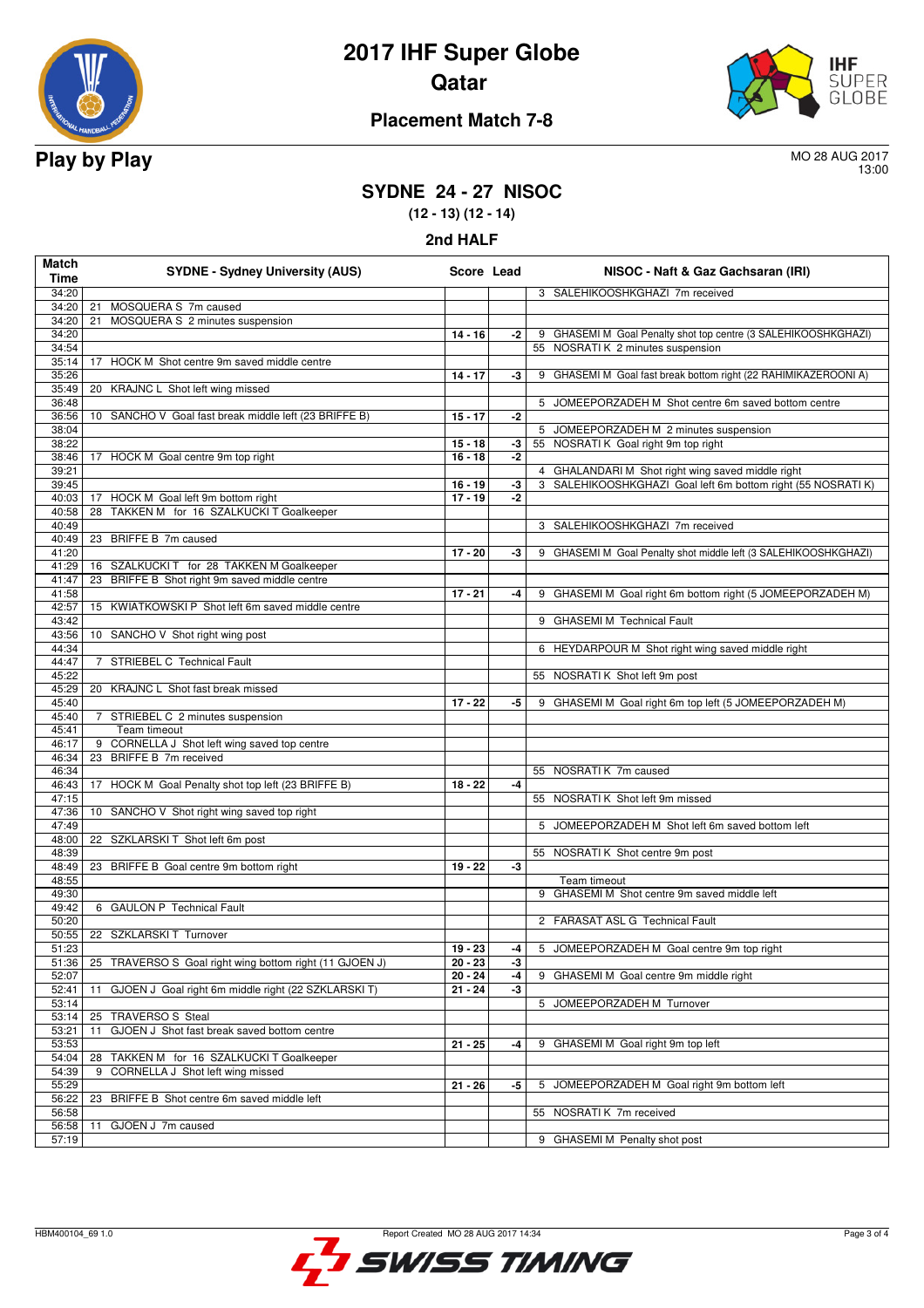# 2017 IHF Super Globe
## Qatar
### Placement Match 7-8

**Play by Play**

MO 28 AUG 2017
13:00

## SYDNE 24 - 27 NISOC
**(12 - 13) (12 - 14)**

### 2nd HALF

| Match Time | SYDNE - Sydney University (AUS) | Score | Lead | NISOC - Naft & Gaz Gachsaran (IRI) |
|---|---|---|---|---|
| 34:20 | | | | 3 SALEHIKOOSHKGHAZI 7m received |
| 34:20 | 21 MOSQUERA S 7m caused | | | |
| 34:20 | 21 MOSQUERA S 2 minutes suspension | | | |
| 34:20 | | 14 - 16 | -2 | 9 GHASEMI M Goal Penalty shot top centre (3 SALEHIKOOSHKGHAZI) |
| 34:54 | | | | 55 NOSRATI K 2 minutes suspension |
| 35:14 | 17 HOCK M Shot centre 9m saved middle centre | | | |
| 35:26 | | 14 - 17 | -3 | 9 GHASEMI M Goal fast break bottom right (22 RAHIMIKAZEROONI A) |
| 35:49 | 20 KRAJNC L Shot left wing missed | | | |
| 36:48 | | | | 5 JOMEEPORZADEH M Shot centre 6m saved bottom centre |
| 36:56 | 10 SANCHO V Goal fast break middle left (23 BRIFFE B) | 15 - 17 | -2 | |
| 38:04 | | | | 5 JOMEEPORZADEH M 2 minutes suspension |
| 38:22 | | 15 - 18 | -3 | 55 NOSRATI K Goal right 9m top right |
| 38:46 | 17 HOCK M Goal centre 9m top right | 16 - 18 | -2 | |
| 39:21 | | | | 4 GHALANDARI M Shot right wing saved middle right |
| 39:45 | | 16 - 19 | -3 | 3 SALEHIKOOSHKGHAZI Goal left 6m bottom right (55 NOSRATI K) |
| 40:03 | 17 HOCK M Goal left 9m bottom right | 17 - 19 | -2 | |
| 40:58 | 28 TAKKEN M for 16 SZALKUCKI T Goalkeeper | | | |
| 40:49 | | | | 3 SALEHIKOOSHKGHAZI 7m received |
| 40:49 | 23 BRIFFE B 7m caused | | | |
| 41:20 | | 17 - 20 | -3 | 9 GHASEMI M Goal Penalty shot middle left (3 SALEHIKOOSHKGHAZI) |
| 41:29 | 16 SZALKUCKI T for 28 TAKKEN M Goalkeeper | | | |
| 41:47 | 23 BRIFFE B Shot right 9m saved middle centre | | | |
| 41:58 | | 17 - 21 | -4 | 9 GHASEMI M Goal right 6m bottom right (5 JOMEEPORZADEH M) |
| 42:57 | 15 KWIATKOWSKI P Shot left 6m saved middle centre | | | |
| 43:42 | | | | 9 GHASEMI M Technical Fault |
| 43:56 | 10 SANCHO V Shot right wing post | | | |
| 44:34 | | | | 6 HEYDARPOUR M Shot right wing saved middle right |
| 44:47 | 7 STRIEBEL C Technical Fault | | | |
| 45:22 | | | | 55 NOSRATI K Shot left 9m post |
| 45:29 | 20 KRAJNC L Shot fast break missed | | | |
| 45:40 | | 17 - 22 | -5 | 9 GHASEMI M Goal right 6m top left (5 JOMEEPORZADEH M) |
| 45:40 | 7 STRIEBEL C 2 minutes suspension | | | |
| 45:41 | Team timeout | | | |
| 46:17 | 9 CORNELLA J Shot left wing saved top centre | | | |
| 46:34 | 23 BRIFFE B 7m received | | | |
| 46:34 | | | | 55 NOSRATI K 7m caused |
| 46:43 | 17 HOCK M Goal Penalty shot top left (23 BRIFFE B) | 18 - 22 | -4 | |
| 47:15 | | | | 55 NOSRATI K Shot left 9m missed |
| 47:36 | 10 SANCHO V Shot right wing saved top right | | | |
| 47:49 | | | | 5 JOMEEPORZADEH M Shot left 6m saved bottom left |
| 48:00 | 22 SZKLARSKI T Shot left 6m post | | | |
| 48:39 | | | | 55 NOSRATI K Shot centre 9m post |
| 48:49 | 23 BRIFFE B Goal centre 9m bottom right | 19 - 22 | -3 | |
| 48:55 | | | | Team timeout |
| 49:30 | | | | 9 GHASEMI M Shot centre 9m saved middle left |
| 49:42 | 6 GAULON P Technical Fault | | | |
| 50:20 | | | | 2 FARASAT ASL G Technical Fault |
| 50:55 | 22 SZKLARSKI T Turnover | | | |
| 51:23 | | 19 - 23 | -4 | 5 JOMEEPORZADEH M Goal centre 9m top right |
| 51:36 | 25 TRAVERSO S Goal right wing bottom right (11 GJOEN J) | 20 - 23 | -3 | |
| 52:07 | | 20 - 24 | -4 | 9 GHASEMI M Goal centre 9m middle right |
| 52:41 | 11 GJOEN J Goal right 6m middle right (22 SZKLARSKI T) | 21 - 24 | -3 | |
| 53:14 | | | | 5 JOMEEPORZADEH M Turnover |
| 53:14 | 25 TRAVERSO S Steal | | | |
| 53:21 | 11 GJOEN J Shot fast break saved bottom centre | | | |
| 53:53 | | 21 - 25 | -4 | 9 GHASEMI M Goal right 9m top left |
| 54:04 | 28 TAKKEN M for 16 SZALKUCKI T Goalkeeper | | | |
| 54:39 | 9 CORNELLA J Shot left wing missed | | | |
| 55:29 | | 21 - 26 | -5 | 5 JOMEEPORZADEH M Goal right 9m bottom left |
| 56:22 | 23 BRIFFE B Shot centre 6m saved middle left | | | |
| 56:58 | | | | 55 NOSRATI K 7m received |
| 56:58 | 11 GJOEN J 7m caused | | | |
| 57:19 | | | | 9 GHASEMI M Penalty shot post |

HBM400104_69 1.0 — Report Created MO 28 AUG 2017 14:34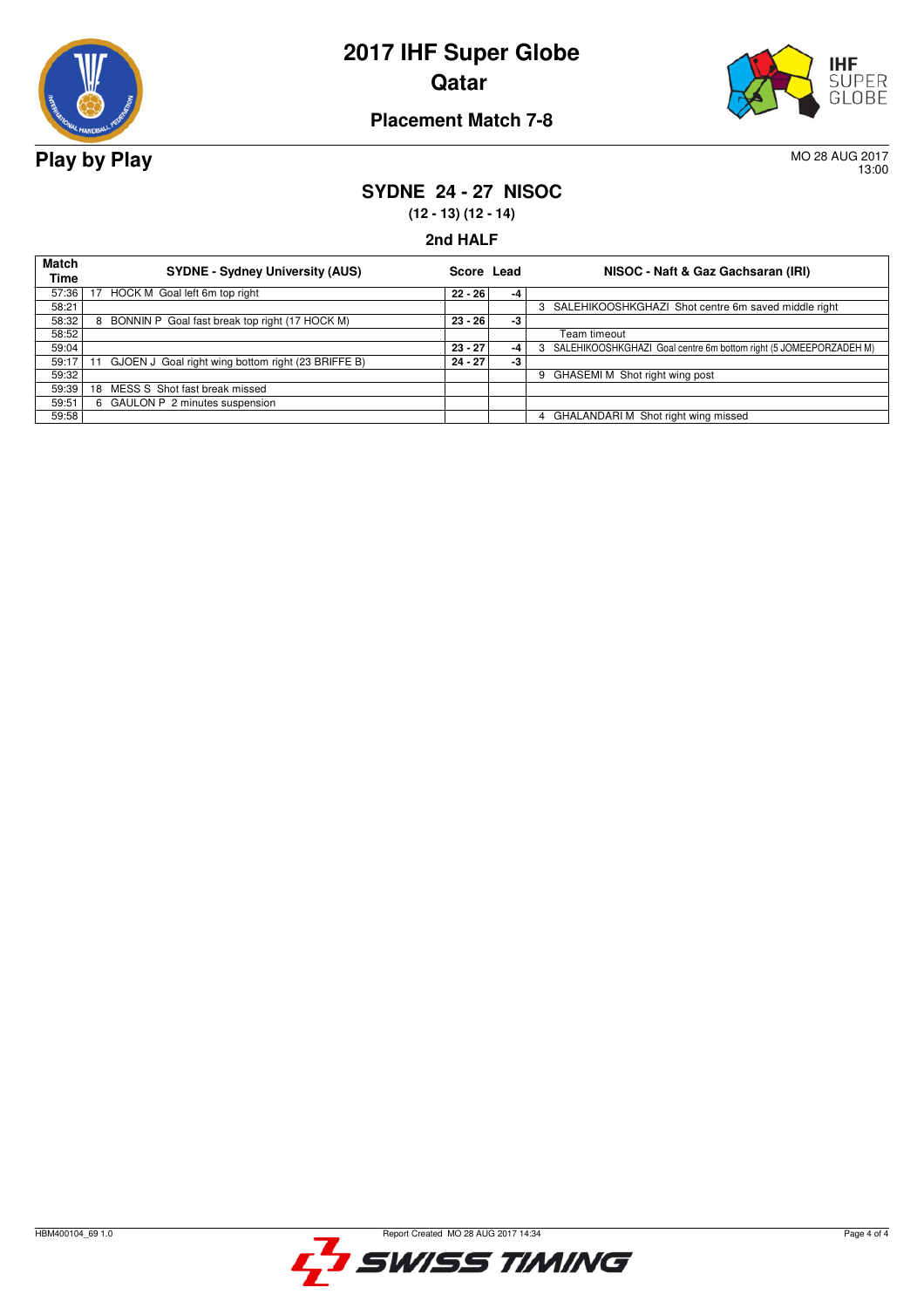# 2017 IHF Super Globe
# Qatar

## Placement Match 7-8

## Play by Play

MO 28 AUG 2017
13:00

### SYDNE 24 - 27 NISOC

**(12 - 13) (12 - 14)**

### 2nd HALF

| Match Time | SYDNE - Sydney University (AUS) | Score | Lead | NISOC - Naft & Gaz Gachsaran (IRI) |
|---|---|---|---|---|
| 57:36 | 17 HOCK M Goal left 6m top right | **22 - 26** | **-4** | |
| 58:21 | | | | 3 SALEHIKOOSHKGHAZI Shot centre 6m saved middle right |
| 58:32 | 8 BONNIN P Goal fast break top right (17 HOCK M) | **23 - 26** | **-3** | |
| 58:52 | | | | Team timeout |
| 59:04 | | **23 - 27** | **-4** | 3 SALEHIKOOSHKGHAZI Goal centre 6m bottom right (5 JOMEEPORZADEH M) |
| 59:17 | 11 GJOEN J Goal right wing bottom right (23 BRIFFE B) | **24 - 27** | **-3** | |
| 59:32 | | | | 9 GHASEMI M Shot right wing post |
| 59:39 | 18 MESS S Shot fast break missed | | | |
| 59:51 | 6 GAULON P 2 minutes suspension | | | |
| 59:58 | | | | 4 GHALANDARI M Shot right wing missed |

HBM400104_69 1.0 Report Created MO 28 AUG 2017 14:34